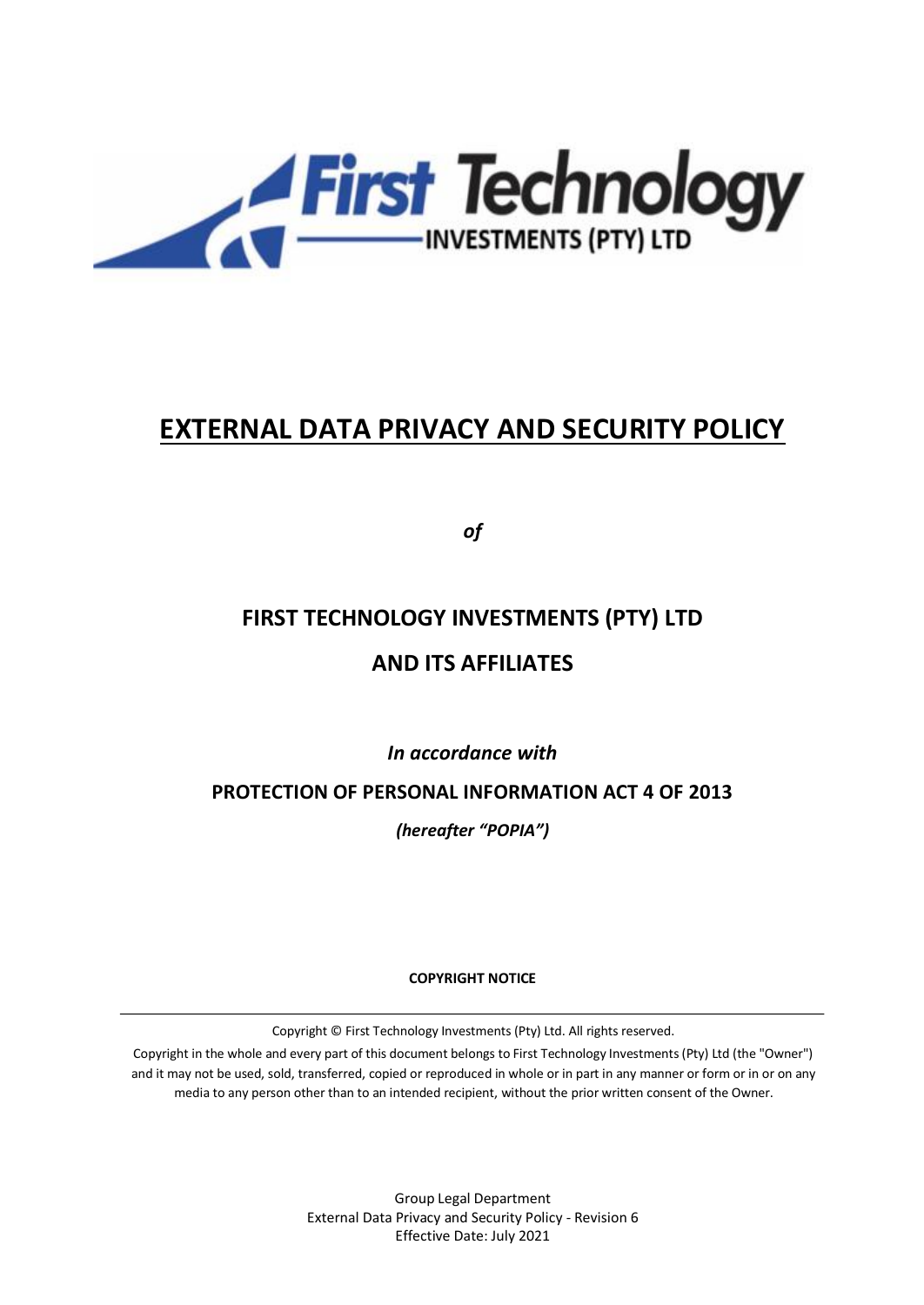# EXTERNAL DATA PRIVACY AND SECURITY POLICY

***of***

## FIRST TECHNOLOGY INVESTMENTS (PTY) LTD

## AND ITS AFFILIATES

***In accordance with***

**PROTECTION OF PERSONAL INFORMATION ACT 4 OF 2013**

***(hereafter "POPIA")***

**COPYRIGHT NOTICE**

---

Copyright © First Technology Investments (Pty) Ltd. All rights reserved.

Copyright in the whole and every part of this document belongs to First Technology Investments (Pty) Ltd (the "Owner") and it may not be used, sold, transferred, copied or reproduced in whole or in part in any manner or form or in or on any media to any person other than to an intended recipient, without the prior written consent of the Owner.

Group Legal Department
External Data Privacy and Security Policy - Revision 6
Effective Date: July 2021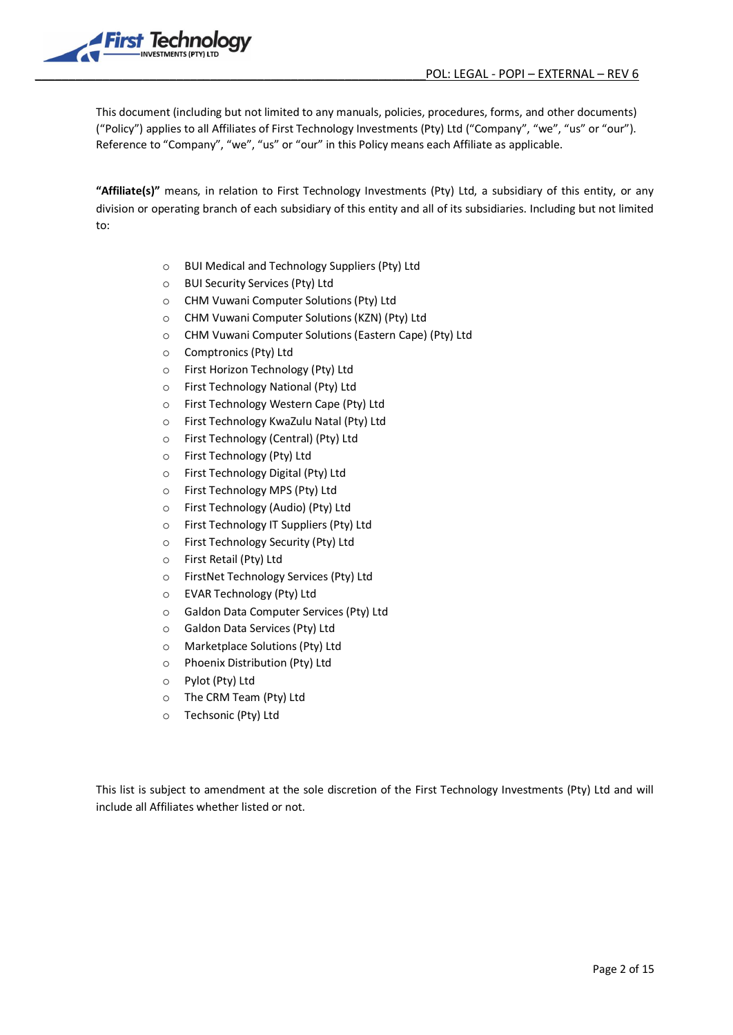This document (including but not limited to any manuals, policies, procedures, forms, and other documents) ("Policy") applies to all Affiliates of First Technology Investments (Pty) Ltd ("Company", "we", "us" or "our"). Reference to "Company", "we", "us" or "our" in this Policy means each Affiliate as applicable.

**"Affiliate(s)"** means, in relation to First Technology Investments (Pty) Ltd, a subsidiary of this entity, or any division or operating branch of each subsidiary of this entity and all of its subsidiaries. Including but not limited to:

- BUI Medical and Technology Suppliers (Pty) Ltd
- BUI Security Services (Pty) Ltd
- CHM Vuwani Computer Solutions (Pty) Ltd
- CHM Vuwani Computer Solutions (KZN) (Pty) Ltd
- CHM Vuwani Computer Solutions (Eastern Cape) (Pty) Ltd
- Comptronics (Pty) Ltd
- First Horizon Technology (Pty) Ltd
- First Technology National (Pty) Ltd
- First Technology Western Cape (Pty) Ltd
- First Technology KwaZulu Natal (Pty) Ltd
- First Technology (Central) (Pty) Ltd
- First Technology (Pty) Ltd
- First Technology Digital (Pty) Ltd
- First Technology MPS (Pty) Ltd
- First Technology (Audio) (Pty) Ltd
- First Technology IT Suppliers (Pty) Ltd
- First Technology Security (Pty) Ltd
- First Retail (Pty) Ltd
- FirstNet Technology Services (Pty) Ltd
- EVAR Technology (Pty) Ltd
- Galdon Data Computer Services (Pty) Ltd
- Galdon Data Services (Pty) Ltd
- Marketplace Solutions (Pty) Ltd
- Phoenix Distribution (Pty) Ltd
- Pylot (Pty) Ltd
- The CRM Team (Pty) Ltd
- Techsonic (Pty) Ltd

This list is subject to amendment at the sole discretion of the First Technology Investments (Pty) Ltd and will include all Affiliates whether listed or not.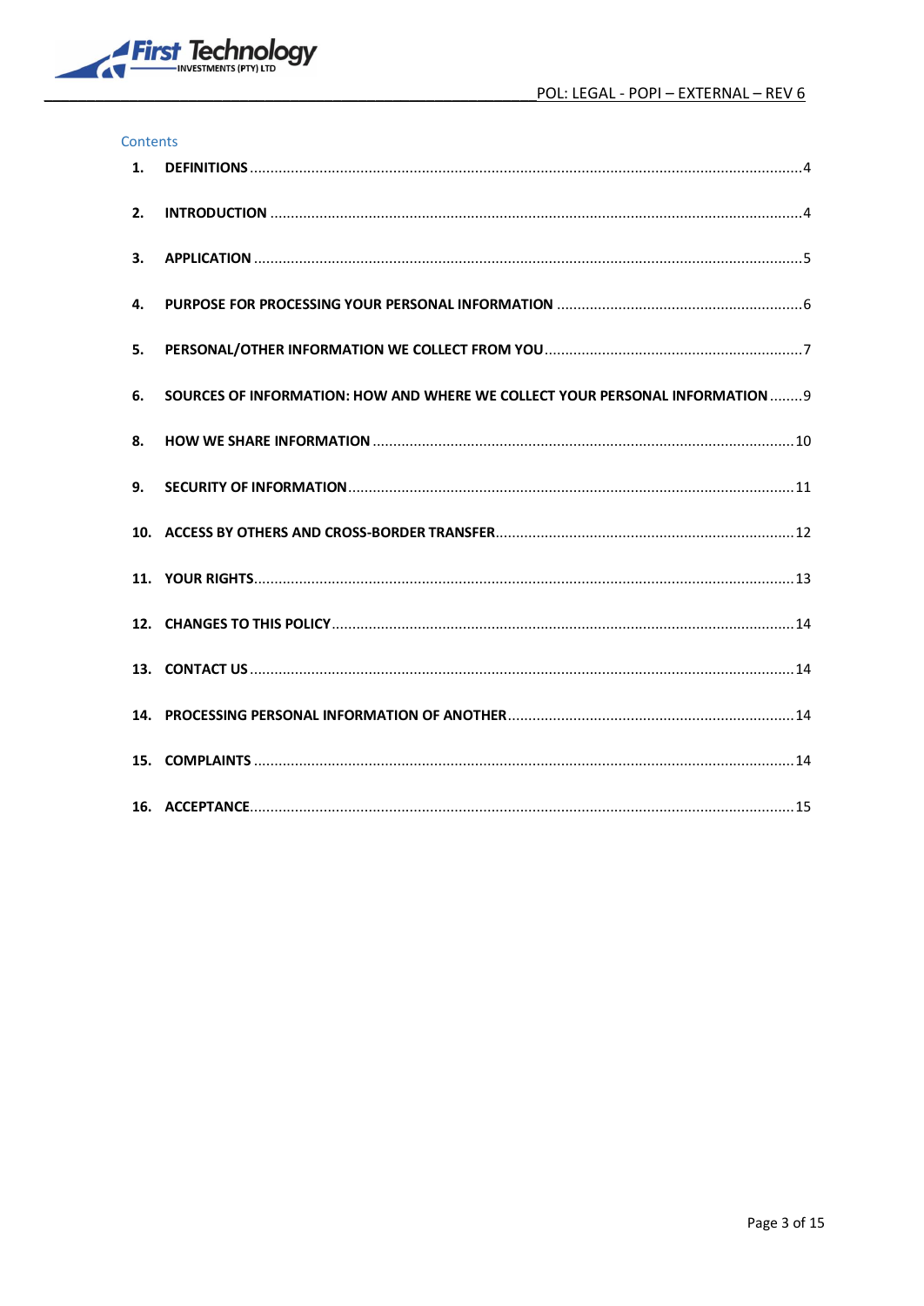Contents

| | | |
|---|---|---|
| 1. | DEFINITIONS | 4 |
| 2. | INTRODUCTION | 4 |
| 3. | APPLICATION | 5 |
| 4. | PURPOSE FOR PROCESSING YOUR PERSONAL INFORMATION | 6 |
| 5. | PERSONAL/OTHER INFORMATION WE COLLECT FROM YOU | 7 |
| 6. | SOURCES OF INFORMATION: HOW AND WHERE WE COLLECT YOUR PERSONAL INFORMATION | 9 |
| 8. | HOW WE SHARE INFORMATION | 10 |
| 9. | SECURITY OF INFORMATION | 11 |
| 10. | ACCESS BY OTHERS AND CROSS-BORDER TRANSFER | 12 |
| 11. | YOUR RIGHTS | 13 |
| 12. | CHANGES TO THIS POLICY | 14 |
| 13. | CONTACT US | 14 |
| 14. | PROCESSING PERSONAL INFORMATION OF ANOTHER | 14 |
| 15. | COMPLAINTS | 14 |
| 16. | ACCEPTANCE | 15 |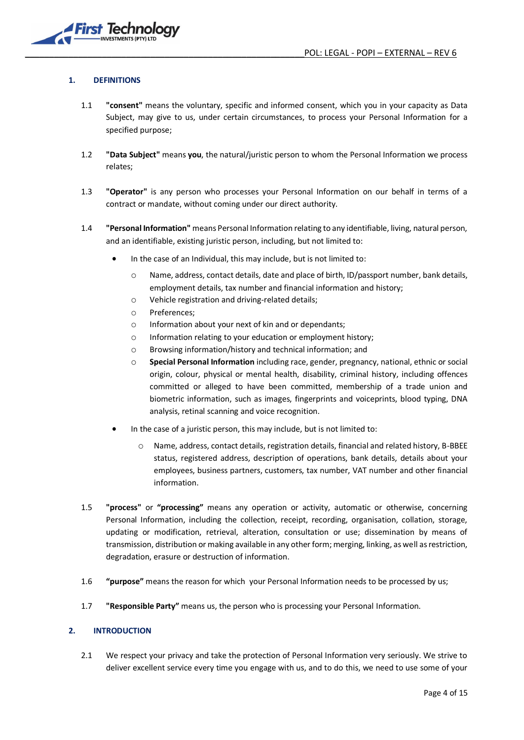## 1. DEFINITIONS

1.1 **"consent"** means the voluntary, specific and informed consent, which you in your capacity as Data Subject, may give to us, under certain circumstances, to process your Personal Information for a specified purpose;

1.2 **"Data Subject"** means **you**, the natural/juristic person to whom the Personal Information we process relates;

1.3 **"Operator"** is any person who processes your Personal Information on our behalf in terms of a contract or mandate, without coming under our direct authority.

1.4 **"Personal Information"** means Personal Information relating to any identifiable, living, natural person, and an identifiable, existing juristic person, including, but not limited to:

- In the case of an Individual, this may include, but is not limited to:
  - Name, address, contact details, date and place of birth, ID/passport number, bank details, employment details, tax number and financial information and history;
  - Vehicle registration and driving-related details;
  - Preferences;
  - Information about your next of kin and or dependants;
  - Information relating to your education or employment history;
  - Browsing information/history and technical information; and
  - **Special Personal Information** including race, gender, pregnancy, national, ethnic or social origin, colour, physical or mental health, disability, criminal history, including offences committed or alleged to have been committed, membership of a trade union and biometric information, such as images, fingerprints and voiceprints, blood typing, DNA analysis, retinal scanning and voice recognition.
- In the case of a juristic person, this may include, but is not limited to:
  - Name, address, contact details, registration details, financial and related history, B-BBEE status, registered address, description of operations, bank details, details about your employees, business partners, customers, tax number, VAT number and other financial information.

1.5 **"process"** or **"processing"** means any operation or activity, automatic or otherwise, concerning Personal Information, including the collection, receipt, recording, organisation, collation, storage, updating or modification, retrieval, alteration, consultation or use; dissemination by means of transmission, distribution or making available in any other form; merging, linking, as well as restriction, degradation, erasure or destruction of information.

1.6 **"purpose"** means the reason for which your Personal Information needs to be processed by us;

1.7 **"Responsible Party"** means us, the person who is processing your Personal Information.

## 2. INTRODUCTION

2.1 We respect your privacy and take the protection of Personal Information very seriously. We strive to deliver excellent service every time you engage with us, and to do this, we need to use some of your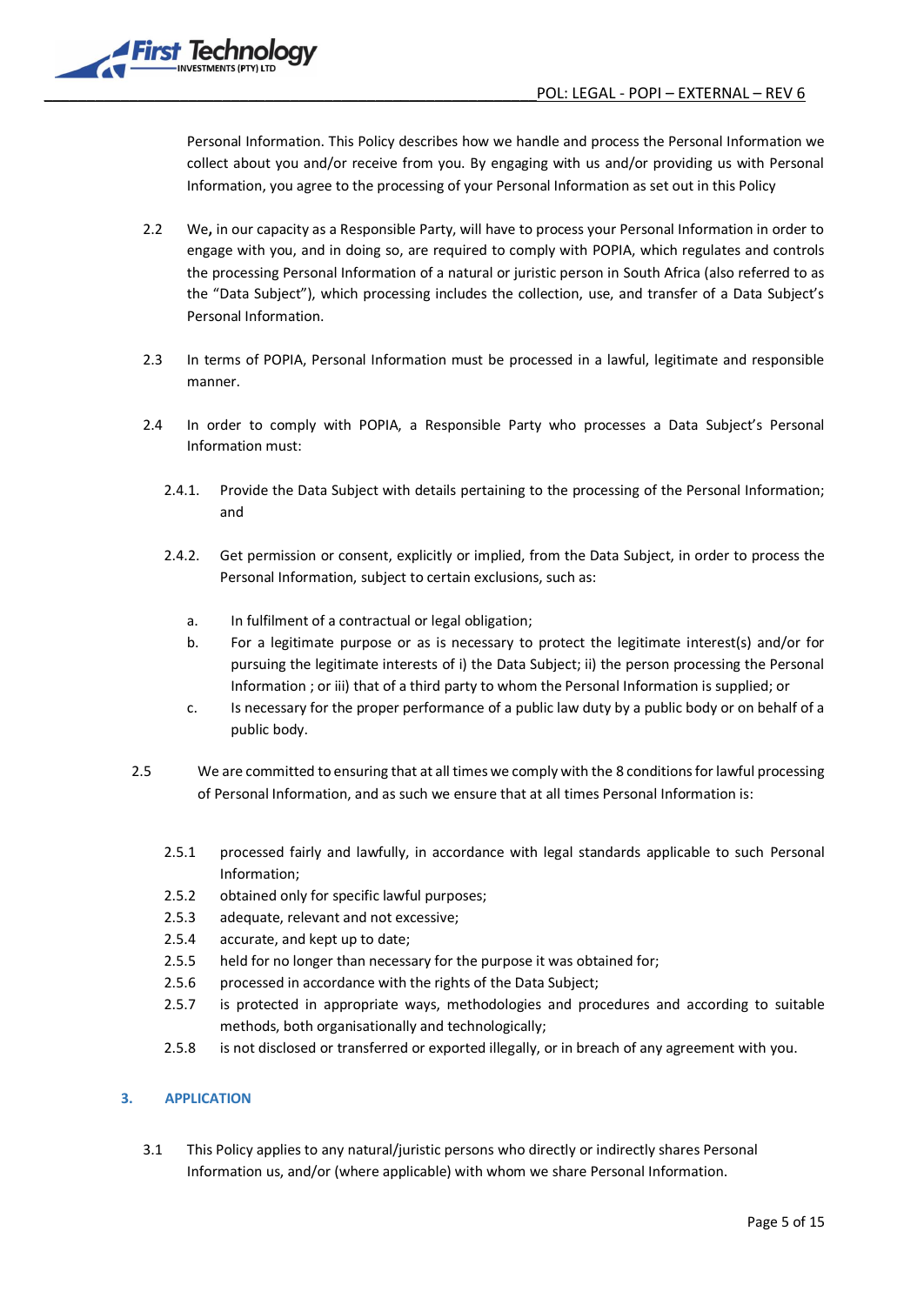Personal Information. This Policy describes how we handle and process the Personal Information we collect about you and/or receive from you. By engaging with us and/or providing us with Personal Information, you agree to the processing of your Personal Information as set out in this Policy

2.2 We**,** in our capacity as a Responsible Party, will have to process your Personal Information in order to engage with you, and in doing so, are required to comply with POPIA, which regulates and controls the processing Personal Information of a natural or juristic person in South Africa (also referred to as the "Data Subject"), which processing includes the collection, use, and transfer of a Data Subject's Personal Information.

2.3 In terms of POPIA, Personal Information must be processed in a lawful, legitimate and responsible manner.

2.4 In order to comply with POPIA, a Responsible Party who processes a Data Subject's Personal Information must:

2.4.1. Provide the Data Subject with details pertaining to the processing of the Personal Information; and

2.4.2. Get permission or consent, explicitly or implied, from the Data Subject, in order to process the Personal Information, subject to certain exclusions, such as:

a. In fulfilment of a contractual or legal obligation;

b. For a legitimate purpose or as is necessary to protect the legitimate interest(s) and/or for pursuing the legitimate interests of i) the Data Subject; ii) the person processing the Personal Information ; or iii) that of a third party to whom the Personal Information is supplied; or

c. Is necessary for the proper performance of a public law duty by a public body or on behalf of a public body.

2.5 We are committed to ensuring that at all times we comply with the 8 conditions for lawful processing of Personal Information, and as such we ensure that at all times Personal Information is:

2.5.1 processed fairly and lawfully, in accordance with legal standards applicable to such Personal Information;

2.5.2 obtained only for specific lawful purposes;

2.5.3 adequate, relevant and not excessive;

2.5.4 accurate, and kept up to date;

2.5.5 held for no longer than necessary for the purpose it was obtained for;

2.5.6 processed in accordance with the rights of the Data Subject;

2.5.7 is protected in appropriate ways, methodologies and procedures and according to suitable methods, both organisationally and technologically;

2.5.8 is not disclosed or transferred or exported illegally, or in breach of any agreement with you.

## 3. APPLICATION

3.1 This Policy applies to any natural/juristic persons who directly or indirectly shares Personal Information us, and/or (where applicable) with whom we share Personal Information.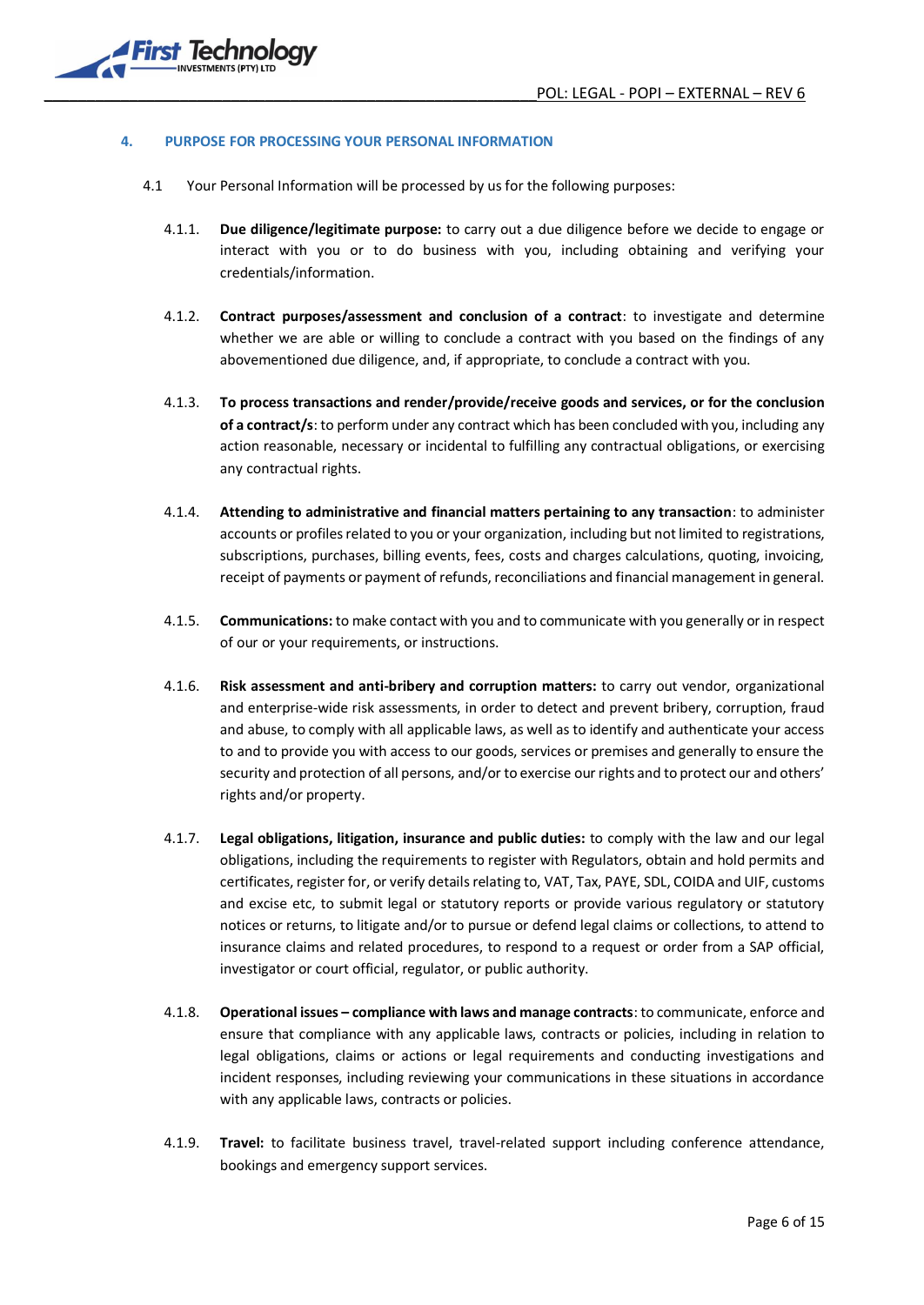## 4. PURPOSE FOR PROCESSING YOUR PERSONAL INFORMATION

4.1 Your Personal Information will be processed by us for the following purposes:

4.1.1. **Due diligence/legitimate purpose:** to carry out a due diligence before we decide to engage or interact with you or to do business with you, including obtaining and verifying your credentials/information.

4.1.2. **Contract purposes/assessment and conclusion of a contract**: to investigate and determine whether we are able or willing to conclude a contract with you based on the findings of any abovementioned due diligence, and, if appropriate, to conclude a contract with you.

4.1.3. **To process transactions and render/provide/receive goods and services, or for the conclusion of a contract/s**: to perform under any contract which has been concluded with you, including any action reasonable, necessary or incidental to fulfilling any contractual obligations, or exercising any contractual rights.

4.1.4. **Attending to administrative and financial matters pertaining to any transaction**: to administer accounts or profiles related to you or your organization, including but not limited to registrations, subscriptions, purchases, billing events, fees, costs and charges calculations, quoting, invoicing, receipt of payments or payment of refunds, reconciliations and financial management in general.

4.1.5. **Communications:** to make contact with you and to communicate with you generally or in respect of our or your requirements, or instructions.

4.1.6. **Risk assessment and anti-bribery and corruption matters:** to carry out vendor, organizational and enterprise-wide risk assessments, in order to detect and prevent bribery, corruption, fraud and abuse, to comply with all applicable laws, as well as to identify and authenticate your access to and to provide you with access to our goods, services or premises and generally to ensure the security and protection of all persons, and/or to exercise our rights and to protect our and others' rights and/or property.

4.1.7. **Legal obligations, litigation, insurance and public duties:** to comply with the law and our legal obligations, including the requirements to register with Regulators, obtain and hold permits and certificates, register for, or verify details relating to, VAT, Tax, PAYE, SDL, COIDA and UIF, customs and excise etc, to submit legal or statutory reports or provide various regulatory or statutory notices or returns, to litigate and/or to pursue or defend legal claims or collections, to attend to insurance claims and related procedures, to respond to a request or order from a SAP official, investigator or court official, regulator, or public authority.

4.1.8. **Operational issues – compliance with laws and manage contracts**: to communicate, enforce and ensure that compliance with any applicable laws, contracts or policies, including in relation to legal obligations, claims or actions or legal requirements and conducting investigations and incident responses, including reviewing your communications in these situations in accordance with any applicable laws, contracts or policies.

4.1.9. **Travel:** to facilitate business travel, travel-related support including conference attendance, bookings and emergency support services.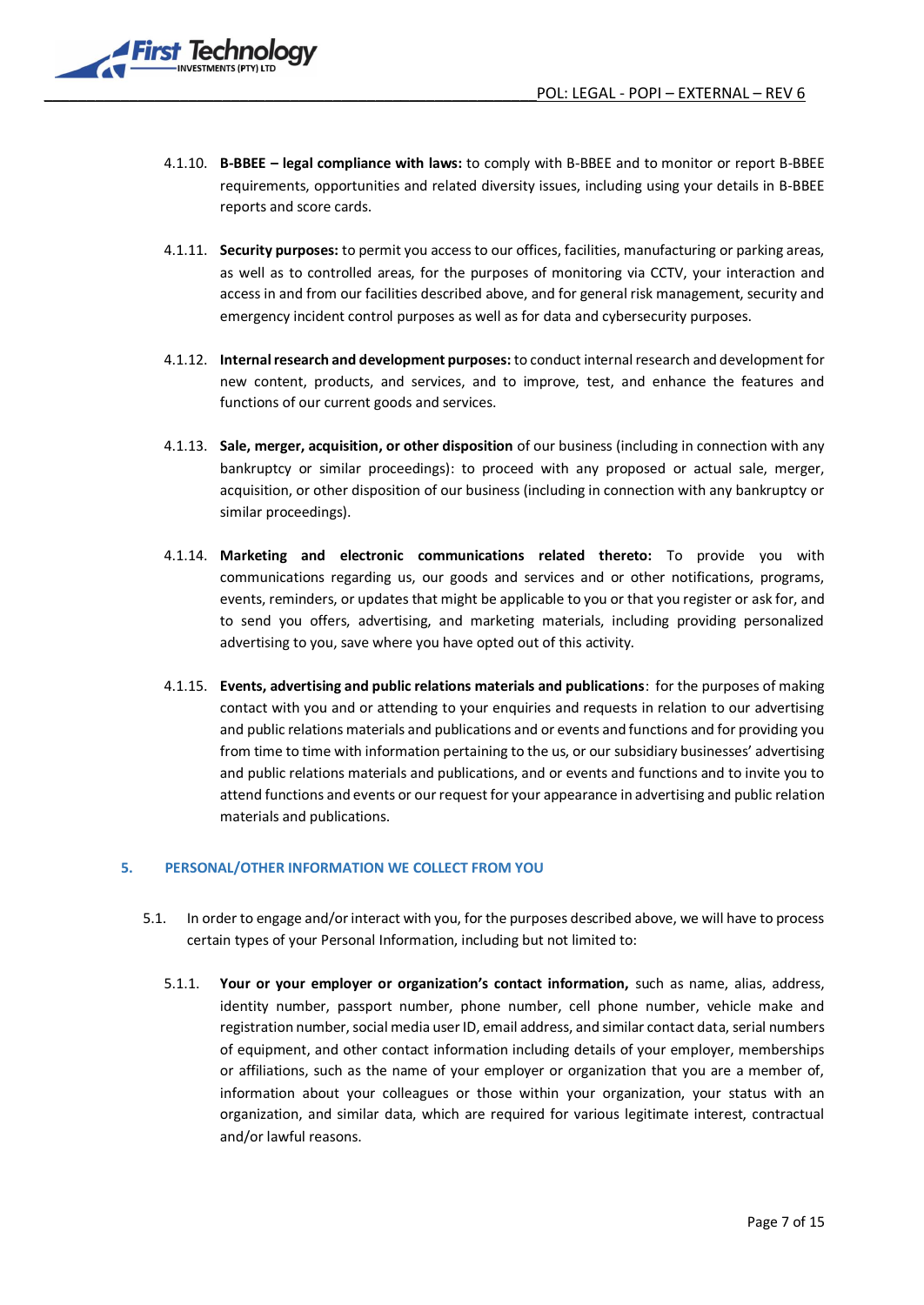4.1.10. **B-BBEE – legal compliance with laws:** to comply with B-BBEE and to monitor or report B-BBEE requirements, opportunities and related diversity issues, including using your details in B-BBEE reports and score cards.

4.1.11. **Security purposes:** to permit you access to our offices, facilities, manufacturing or parking areas, as well as to controlled areas, for the purposes of monitoring via CCTV, your interaction and access in and from our facilities described above, and for general risk management, security and emergency incident control purposes as well as for data and cybersecurity purposes.

4.1.12. **Internal research and development purposes:** to conduct internal research and development for new content, products, and services, and to improve, test, and enhance the features and functions of our current goods and services.

4.1.13. **Sale, merger, acquisition, or other disposition** of our business (including in connection with any bankruptcy or similar proceedings): to proceed with any proposed or actual sale, merger, acquisition, or other disposition of our business (including in connection with any bankruptcy or similar proceedings).

4.1.14. **Marketing and electronic communications related thereto:** To provide you with communications regarding us, our goods and services and or other notifications, programs, events, reminders, or updates that might be applicable to you or that you register or ask for, and to send you offers, advertising, and marketing materials, including providing personalized advertising to you, save where you have opted out of this activity.

4.1.15. **Events, advertising and public relations materials and publications**: for the purposes of making contact with you and or attending to your enquiries and requests in relation to our advertising and public relations materials and publications and or events and functions and for providing you from time to time with information pertaining to the us, or our subsidiary businesses' advertising and public relations materials and publications, and or events and functions and to invite you to attend functions and events or our request for your appearance in advertising and public relation materials and publications.

## 5. PERSONAL/OTHER INFORMATION WE COLLECT FROM YOU

5.1. In order to engage and/or interact with you, for the purposes described above, we will have to process certain types of your Personal Information, including but not limited to:

5.1.1. **Your or your employer or organization's contact information,** such as name, alias, address, identity number, passport number, phone number, cell phone number, vehicle make and registration number, social media user ID, email address, and similar contact data, serial numbers of equipment, and other contact information including details of your employer, memberships or affiliations, such as the name of your employer or organization that you are a member of, information about your colleagues or those within your organization, your status with an organization, and similar data, which are required for various legitimate interest, contractual and/or lawful reasons.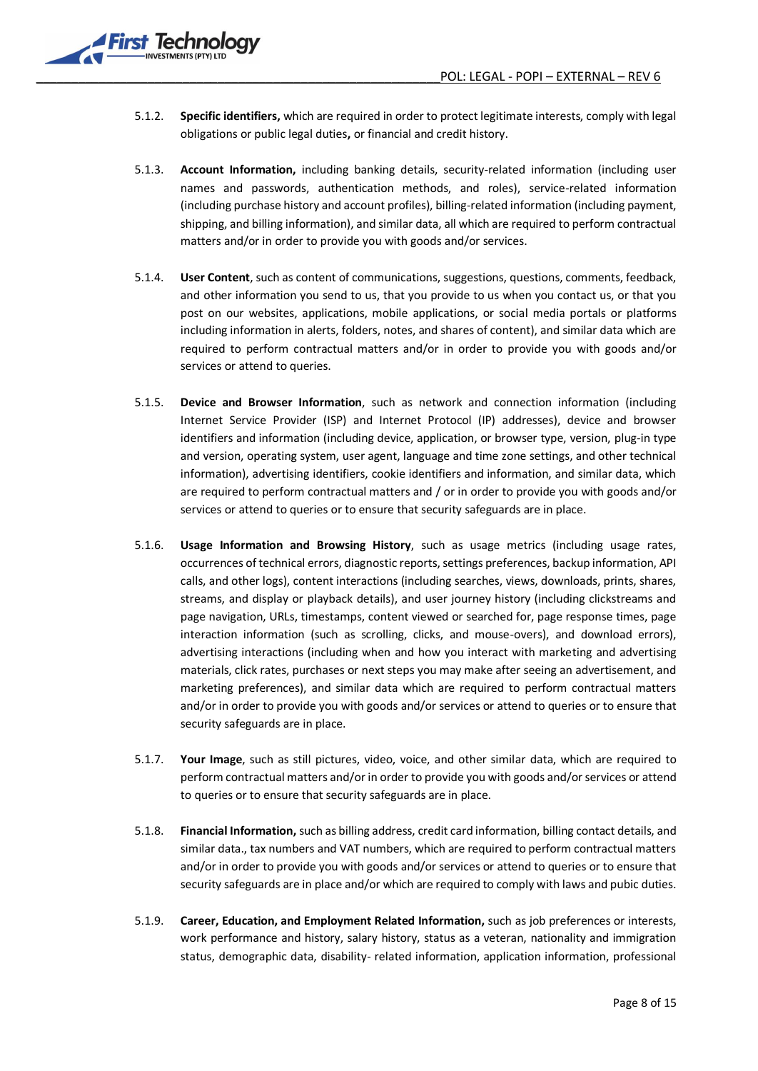5.1.2. **Specific identifiers,** which are required in order to protect legitimate interests, comply with legal obligations or public legal duties**,** or financial and credit history.

5.1.3. **Account Information,** including banking details, security-related information (including user names and passwords, authentication methods, and roles), service-related information (including purchase history and account profiles), billing-related information (including payment, shipping, and billing information), and similar data, all which are required to perform contractual matters and/or in order to provide you with goods and/or services.

5.1.4. **User Content**, such as content of communications, suggestions, questions, comments, feedback, and other information you send to us, that you provide to us when you contact us, or that you post on our websites, applications, mobile applications, or social media portals or platforms including information in alerts, folders, notes, and shares of content), and similar data which are required to perform contractual matters and/or in order to provide you with goods and/or services or attend to queries.

5.1.5. **Device and Browser Information**, such as network and connection information (including Internet Service Provider (ISP) and Internet Protocol (IP) addresses), device and browser identifiers and information (including device, application, or browser type, version, plug-in type and version, operating system, user agent, language and time zone settings, and other technical information), advertising identifiers, cookie identifiers and information, and similar data, which are required to perform contractual matters and / or in order to provide you with goods and/or services or attend to queries or to ensure that security safeguards are in place.

5.1.6. **Usage Information and Browsing History**, such as usage metrics (including usage rates, occurrences of technical errors, diagnostic reports, settings preferences, backup information, API calls, and other logs), content interactions (including searches, views, downloads, prints, shares, streams, and display or playback details), and user journey history (including clickstreams and page navigation, URLs, timestamps, content viewed or searched for, page response times, page interaction information (such as scrolling, clicks, and mouse-overs), and download errors), advertising interactions (including when and how you interact with marketing and advertising materials, click rates, purchases or next steps you may make after seeing an advertisement, and marketing preferences), and similar data which are required to perform contractual matters and/or in order to provide you with goods and/or services or attend to queries or to ensure that security safeguards are in place.

5.1.7. **Your Image**, such as still pictures, video, voice, and other similar data, which are required to perform contractual matters and/or in order to provide you with goods and/or services or attend to queries or to ensure that security safeguards are in place.

5.1.8. **Financial Information,** such as billing address, credit card information, billing contact details, and similar data., tax numbers and VAT numbers, which are required to perform contractual matters and/or in order to provide you with goods and/or services or attend to queries or to ensure that security safeguards are in place and/or which are required to comply with laws and pubic duties.

5.1.9. **Career, Education, and Employment Related Information,** such as job preferences or interests, work performance and history, salary history, status as a veteran, nationality and immigration status, demographic data, disability- related information, application information, professional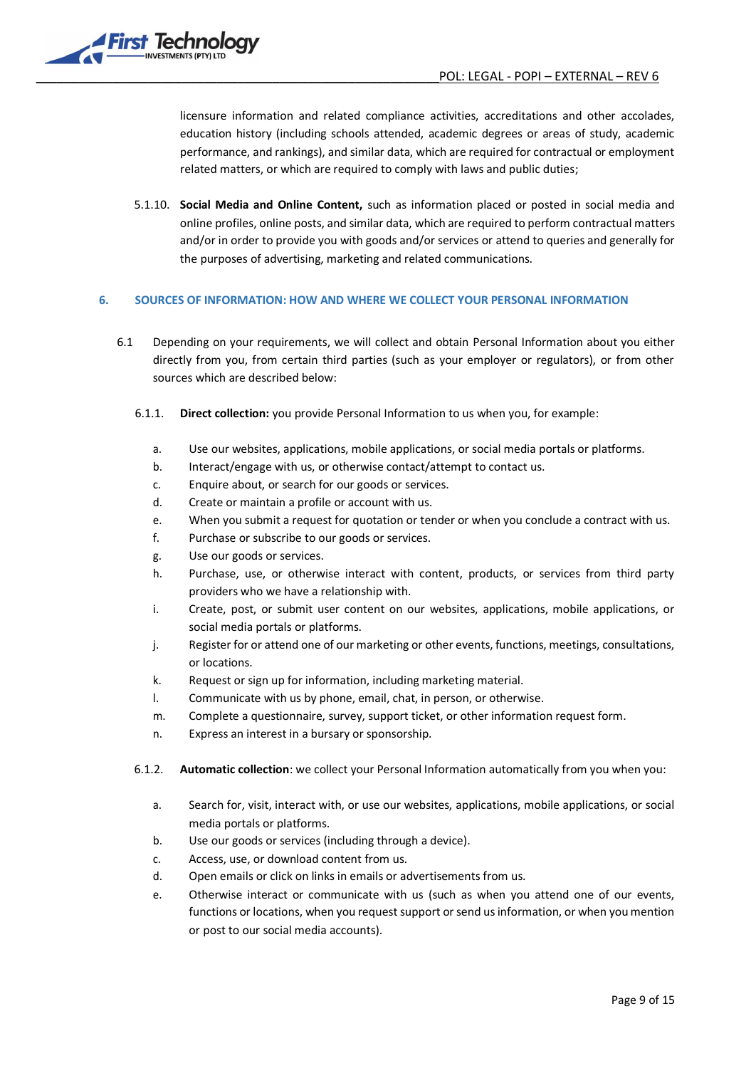licensure information and related compliance activities, accreditations and other accolades, education history (including schools attended, academic degrees or areas of study, academic performance, and rankings), and similar data, which are required for contractual or employment related matters, or which are required to comply with laws and public duties;

5.1.10. **Social Media and Online Content,** such as information placed or posted in social media and online profiles, online posts, and similar data, which are required to perform contractual matters and/or in order to provide you with goods and/or services or attend to queries and generally for the purposes of advertising, marketing and related communications.

## 6. SOURCES OF INFORMATION: HOW AND WHERE WE COLLECT YOUR PERSONAL INFORMATION

6.1 Depending on your requirements, we will collect and obtain Personal Information about you either directly from you, from certain third parties (such as your employer or regulators), or from other sources which are described below:

6.1.1. **Direct collection:** you provide Personal Information to us when you, for example:

a. Use our websites, applications, mobile applications, or social media portals or platforms.
b. Interact/engage with us, or otherwise contact/attempt to contact us.
c. Enquire about, or search for our goods or services.
d. Create or maintain a profile or account with us.
e. When you submit a request for quotation or tender or when you conclude a contract with us.
f. Purchase or subscribe to our goods or services.
g. Use our goods or services.
h. Purchase, use, or otherwise interact with content, products, or services from third party providers who we have a relationship with.
i. Create, post, or submit user content on our websites, applications, mobile applications, or social media portals or platforms.
j. Register for or attend one of our marketing or other events, functions, meetings, consultations, or locations.
k. Request or sign up for information, including marketing material.
l. Communicate with us by phone, email, chat, in person, or otherwise.
m. Complete a questionnaire, survey, support ticket, or other information request form.
n. Express an interest in a bursary or sponsorship.

6.1.2. **Automatic collection**: we collect your Personal Information automatically from you when you:

a. Search for, visit, interact with, or use our websites, applications, mobile applications, or social media portals or platforms.
b. Use our goods or services (including through a device).
c. Access, use, or download content from us.
d. Open emails or click on links in emails or advertisements from us.
e. Otherwise interact or communicate with us (such as when you attend one of our events, functions or locations, when you request support or send us information, or when you mention or post to our social media accounts).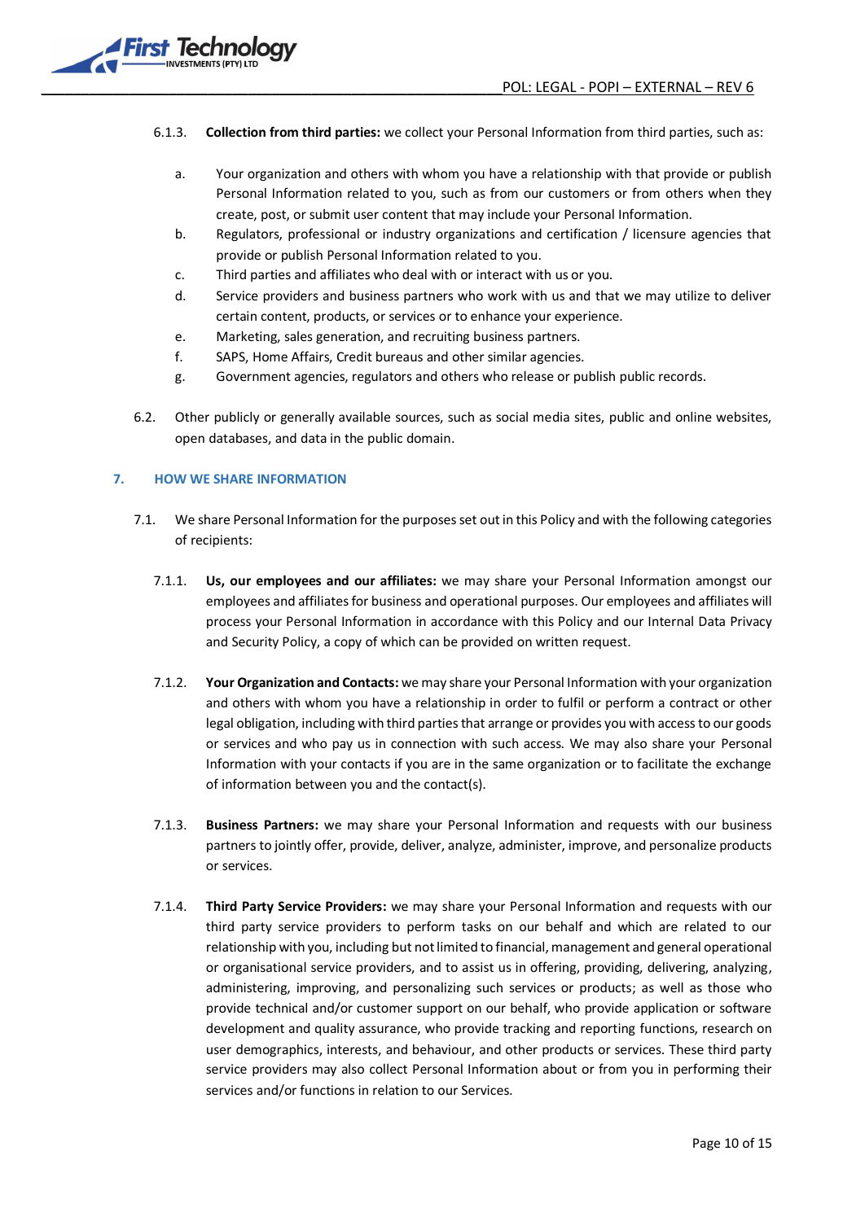6.1.3. **Collection from third parties:** we collect your Personal Information from third parties, such as:

a. Your organization and others with whom you have a relationship with that provide or publish Personal Information related to you, such as from our customers or from others when they create, post, or submit user content that may include your Personal Information.

b. Regulators, professional or industry organizations and certification / licensure agencies that provide or publish Personal Information related to you.

c. Third parties and affiliates who deal with or interact with us or you.

d. Service providers and business partners who work with us and that we may utilize to deliver certain content, products, or services or to enhance your experience.

e. Marketing, sales generation, and recruiting business partners.

f. SAPS, Home Affairs, Credit bureaus and other similar agencies.

g. Government agencies, regulators and others who release or publish public records.

6.2. Other publicly or generally available sources, such as social media sites, public and online websites, open databases, and data in the public domain.

## 7. HOW WE SHARE INFORMATION

7.1. We share Personal Information for the purposes set out in this Policy and with the following categories of recipients:

7.1.1. **Us, our employees and our affiliates:** we may share your Personal Information amongst our employees and affiliates for business and operational purposes. Our employees and affiliates will process your Personal Information in accordance with this Policy and our Internal Data Privacy and Security Policy, a copy of which can be provided on written request.

7.1.2. **Your Organization and Contacts:** we may share your Personal Information with your organization and others with whom you have a relationship in order to fulfil or perform a contract or other legal obligation, including with third parties that arrange or provides you with access to our goods or services and who pay us in connection with such access. We may also share your Personal Information with your contacts if you are in the same organization or to facilitate the exchange of information between you and the contact(s).

7.1.3. **Business Partners:** we may share your Personal Information and requests with our business partners to jointly offer, provide, deliver, analyze, administer, improve, and personalize products or services.

7.1.4. **Third Party Service Providers:** we may share your Personal Information and requests with our third party service providers to perform tasks on our behalf and which are related to our relationship with you, including but not limited to financial, management and general operational or organisational service providers, and to assist us in offering, providing, delivering, analyzing, administering, improving, and personalizing such services or products; as well as those who provide technical and/or customer support on our behalf, who provide application or software development and quality assurance, who provide tracking and reporting functions, research on user demographics, interests, and behaviour, and other products or services. These third party service providers may also collect Personal Information about or from you in performing their services and/or functions in relation to our Services.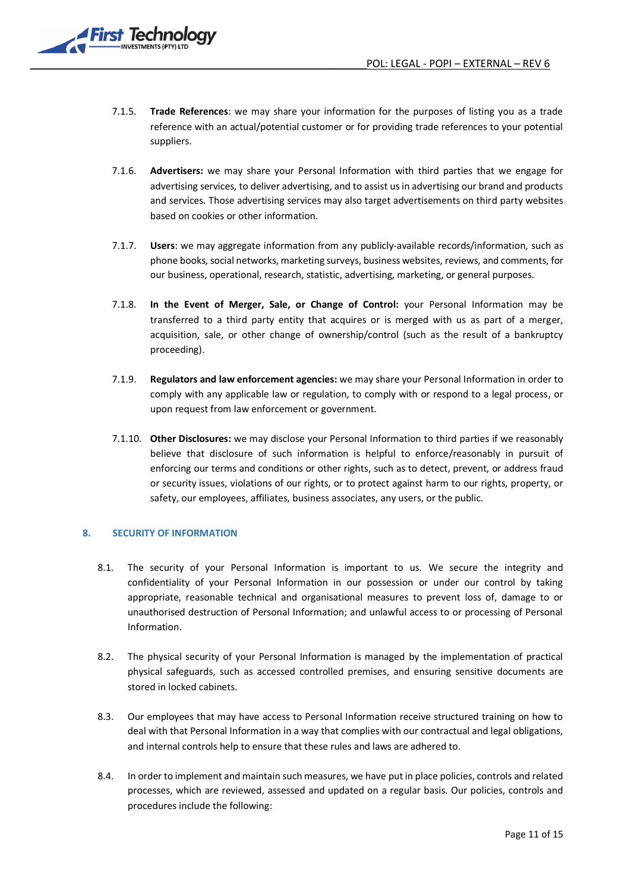7.1.5. **Trade References**: we may share your information for the purposes of listing you as a trade reference with an actual/potential customer or for providing trade references to your potential suppliers.

7.1.6. **Advertisers:** we may share your Personal Information with third parties that we engage for advertising services, to deliver advertising, and to assist us in advertising our brand and products and services. Those advertising services may also target advertisements on third party websites based on cookies or other information.

7.1.7. **Users**: we may aggregate information from any publicly-available records/information, such as phone books, social networks, marketing surveys, business websites, reviews, and comments, for our business, operational, research, statistic, advertising, marketing, or general purposes.

7.1.8. **In the Event of Merger, Sale, or Change of Control:** your Personal Information may be transferred to a third party entity that acquires or is merged with us as part of a merger, acquisition, sale, or other change of ownership/control (such as the result of a bankruptcy proceeding).

7.1.9. **Regulators and law enforcement agencies:** we may share your Personal Information in order to comply with any applicable law or regulation, to comply with or respond to a legal process, or upon request from law enforcement or government.

7.1.10. **Other Disclosures:** we may disclose your Personal Information to third parties if we reasonably believe that disclosure of such information is helpful to enforce/reasonably in pursuit of enforcing our terms and conditions or other rights, such as to detect, prevent, or address fraud or security issues, violations of our rights, or to protect against harm to our rights, property, or safety, our employees, affiliates, business associates, any users, or the public.

## 8. SECURITY OF INFORMATION

8.1. The security of your Personal Information is important to us. We secure the integrity and confidentiality of your Personal Information in our possession or under our control by taking appropriate, reasonable technical and organisational measures to prevent loss of, damage to or unauthorised destruction of Personal Information; and unlawful access to or processing of Personal Information.

8.2. The physical security of your Personal Information is managed by the implementation of practical physical safeguards, such as accessed controlled premises, and ensuring sensitive documents are stored in locked cabinets.

8.3. Our employees that may have access to Personal Information receive structured training on how to deal with that Personal Information in a way that complies with our contractual and legal obligations, and internal controls help to ensure that these rules and laws are adhered to.

8.4. In order to implement and maintain such measures, we have put in place policies, controls and related processes, which are reviewed, assessed and updated on a regular basis. Our policies, controls and procedures include the following: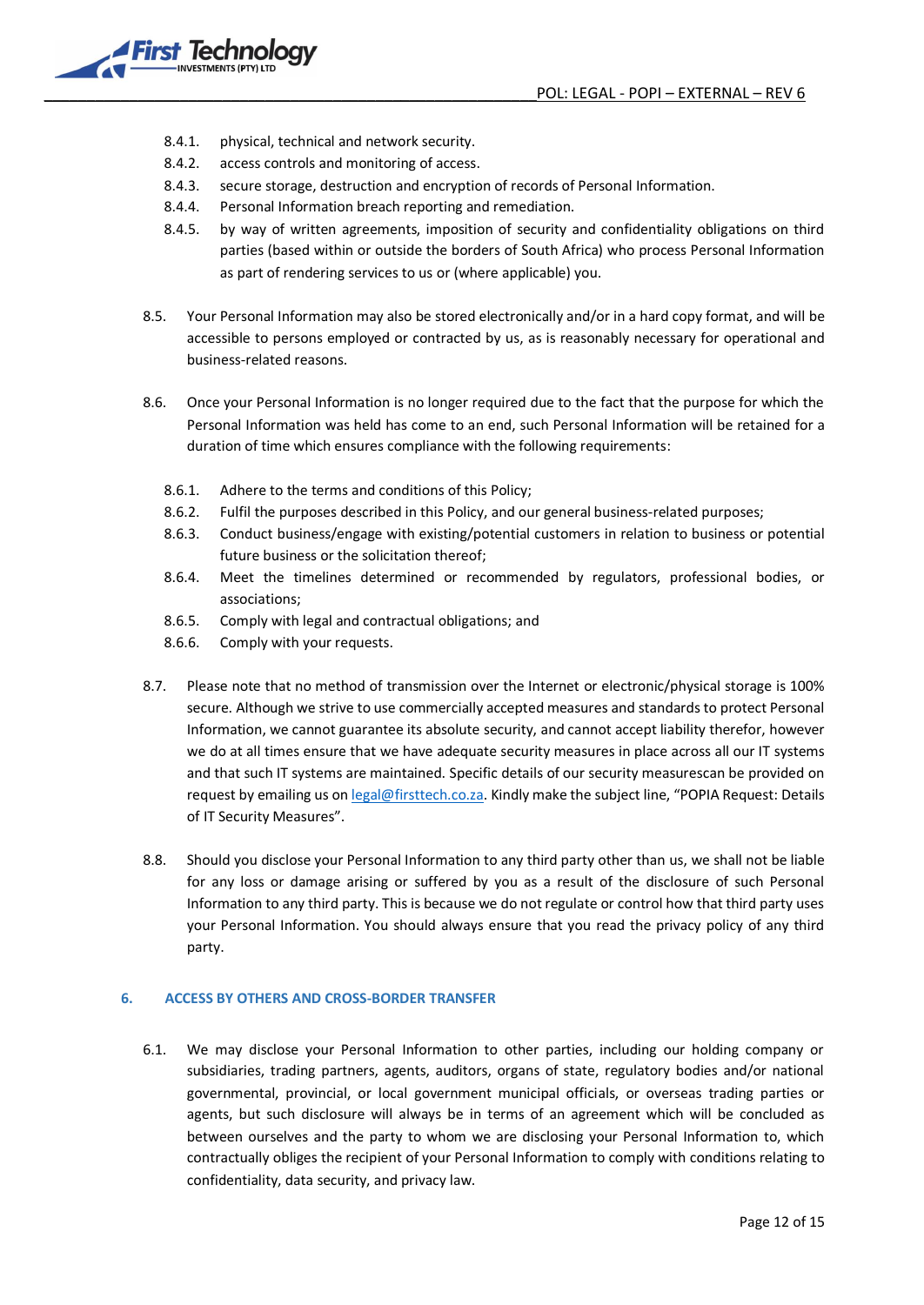8.4.1. physical, technical and network security.

8.4.2. access controls and monitoring of access.

8.4.3. secure storage, destruction and encryption of records of Personal Information.

8.4.4. Personal Information breach reporting and remediation.

8.4.5. by way of written agreements, imposition of security and confidentiality obligations on third parties (based within or outside the borders of South Africa) who process Personal Information as part of rendering services to us or (where applicable) you.

8.5. Your Personal Information may also be stored electronically and/or in a hard copy format, and will be accessible to persons employed or contracted by us, as is reasonably necessary for operational and business-related reasons.

8.6. Once your Personal Information is no longer required due to the fact that the purpose for which the Personal Information was held has come to an end, such Personal Information will be retained for a duration of time which ensures compliance with the following requirements:

8.6.1. Adhere to the terms and conditions of this Policy;

8.6.2. Fulfil the purposes described in this Policy, and our general business-related purposes;

8.6.3. Conduct business/engage with existing/potential customers in relation to business or potential future business or the solicitation thereof;

8.6.4. Meet the timelines determined or recommended by regulators, professional bodies, or associations;

8.6.5. Comply with legal and contractual obligations; and

8.6.6. Comply with your requests.

8.7. Please note that no method of transmission over the Internet or electronic/physical storage is 100% secure. Although we strive to use commercially accepted measures and standards to protect Personal Information, we cannot guarantee its absolute security, and cannot accept liability therefor, however we do at all times ensure that we have adequate security measures in place across all our IT systems and that such IT systems are maintained. Specific details of our security measurescan be provided on request by emailing us on legal@firsttech.co.za. Kindly make the subject line, "POPIA Request: Details of IT Security Measures".

8.8. Should you disclose your Personal Information to any third party other than us, we shall not be liable for any loss or damage arising or suffered by you as a result of the disclosure of such Personal Information to any third party. This is because we do not regulate or control how that third party uses your Personal Information. You should always ensure that you read the privacy policy of any third party.

## 6. ACCESS BY OTHERS AND CROSS-BORDER TRANSFER

6.1. We may disclose your Personal Information to other parties, including our holding company or subsidiaries, trading partners, agents, auditors, organs of state, regulatory bodies and/or national governmental, provincial, or local government municipal officials, or overseas trading parties or agents, but such disclosure will always be in terms of an agreement which will be concluded as between ourselves and the party to whom we are disclosing your Personal Information to, which contractually obliges the recipient of your Personal Information to comply with conditions relating to confidentiality, data security, and privacy law.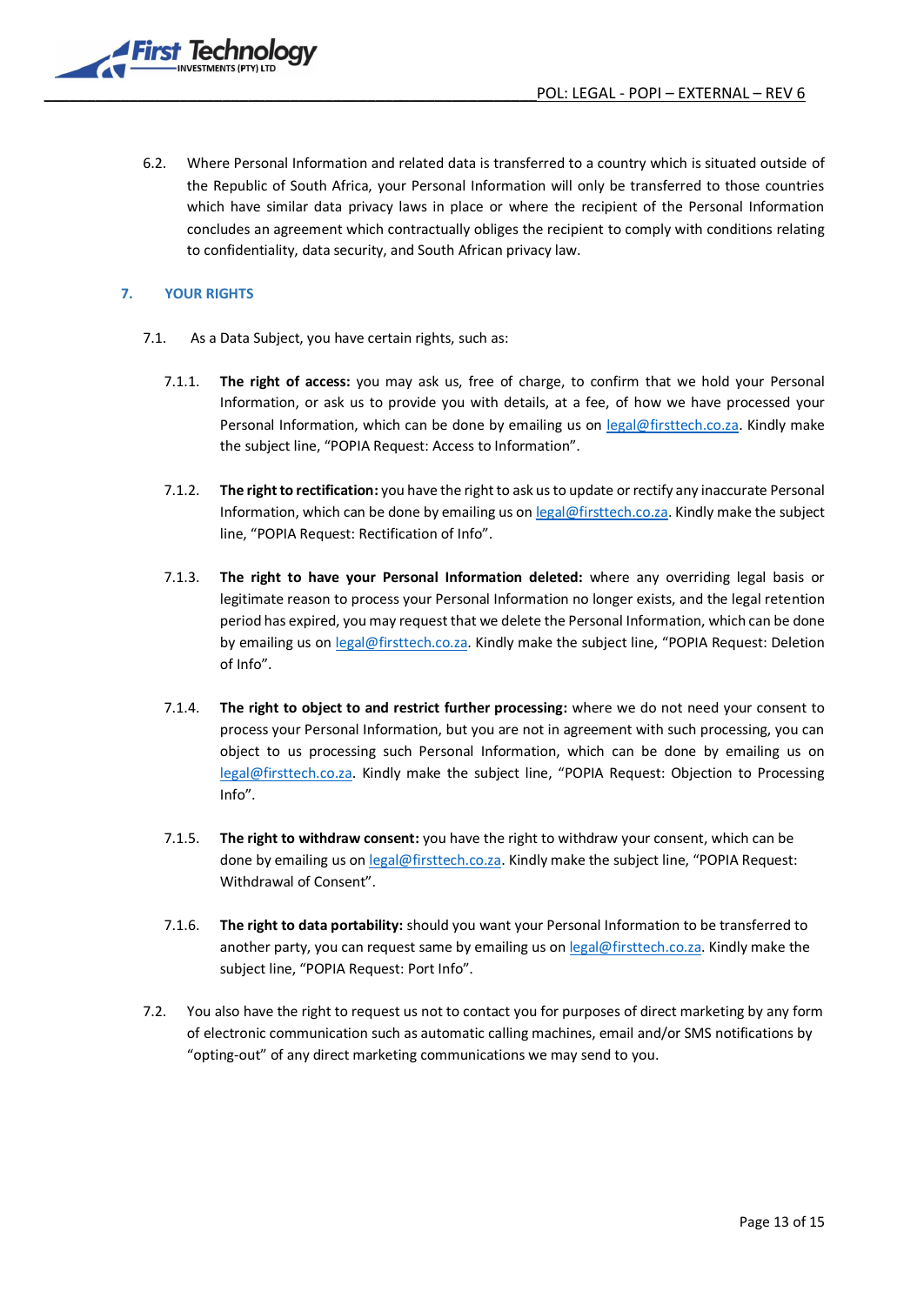6.2. Where Personal Information and related data is transferred to a country which is situated outside of the Republic of South Africa, your Personal Information will only be transferred to those countries which have similar data privacy laws in place or where the recipient of the Personal Information concludes an agreement which contractually obliges the recipient to comply with conditions relating to confidentiality, data security, and South African privacy law.

## 7. YOUR RIGHTS

7.1. As a Data Subject, you have certain rights, such as:

7.1.1. **The right of access:** you may ask us, free of charge, to confirm that we hold your Personal Information, or ask us to provide you with details, at a fee, of how we have processed your Personal Information, which can be done by emailing us on legal@firsttech.co.za. Kindly make the subject line, "POPIA Request: Access to Information".

7.1.2. **The right to rectification:** you have the right to ask us to update or rectify any inaccurate Personal Information, which can be done by emailing us on legal@firsttech.co.za. Kindly make the subject line, "POPIA Request: Rectification of Info".

7.1.3. **The right to have your Personal Information deleted:** where any overriding legal basis or legitimate reason to process your Personal Information no longer exists, and the legal retention period has expired, you may request that we delete the Personal Information, which can be done by emailing us on legal@firsttech.co.za. Kindly make the subject line, "POPIA Request: Deletion of Info".

7.1.4. **The right to object to and restrict further processing:** where we do not need your consent to process your Personal Information, but you are not in agreement with such processing, you can object to us processing such Personal Information, which can be done by emailing us on legal@firsttech.co.za. Kindly make the subject line, "POPIA Request: Objection to Processing Info".

7.1.5. **The right to withdraw consent:** you have the right to withdraw your consent, which can be done by emailing us on legal@firsttech.co.za. Kindly make the subject line, "POPIA Request: Withdrawal of Consent".

7.1.6. **The right to data portability:** should you want your Personal Information to be transferred to another party, you can request same by emailing us on legal@firsttech.co.za. Kindly make the subject line, "POPIA Request: Port Info".

7.2. You also have the right to request us not to contact you for purposes of direct marketing by any form of electronic communication such as automatic calling machines, email and/or SMS notifications by "opting-out" of any direct marketing communications we may send to you.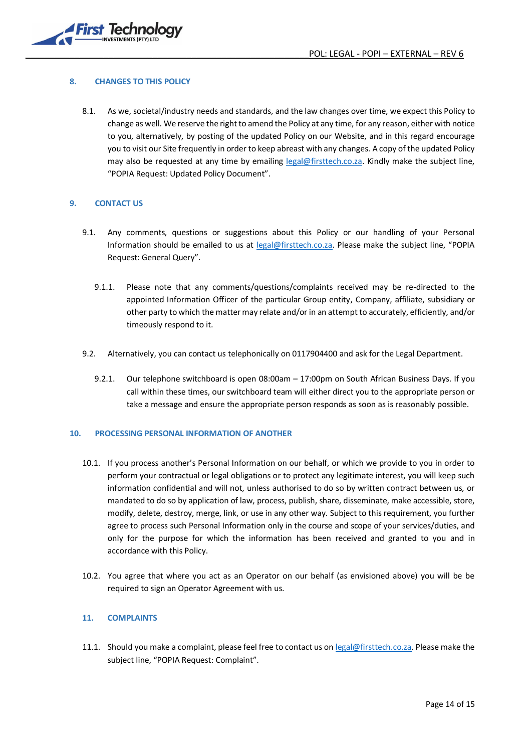## 8. CHANGES TO THIS POLICY

8.1. As we, societal/industry needs and standards, and the law changes over time, we expect this Policy to change as well. We reserve the right to amend the Policy at any time, for any reason, either with notice to you, alternatively, by posting of the updated Policy on our Website, and in this regard encourage you to visit our Site frequently in order to keep abreast with any changes. A copy of the updated Policy may also be requested at any time by emailing legal@firsttech.co.za. Kindly make the subject line, "POPIA Request: Updated Policy Document".

## 9. CONTACT US

9.1. Any comments, questions or suggestions about this Policy or our handling of your Personal Information should be emailed to us at legal@firsttech.co.za. Please make the subject line, "POPIA Request: General Query".

9.1.1. Please note that any comments/questions/complaints received may be re-directed to the appointed Information Officer of the particular Group entity, Company, affiliate, subsidiary or other party to which the matter may relate and/or in an attempt to accurately, efficiently, and/or timeously respond to it.

9.2. Alternatively, you can contact us telephonically on 0117904400 and ask for the Legal Department.

9.2.1. Our telephone switchboard is open 08:00am – 17:00pm on South African Business Days. If you call within these times, our switchboard team will either direct you to the appropriate person or take a message and ensure the appropriate person responds as soon as is reasonably possible.

## 10. PROCESSING PERSONAL INFORMATION OF ANOTHER

10.1. If you process another's Personal Information on our behalf, or which we provide to you in order to perform your contractual or legal obligations or to protect any legitimate interest, you will keep such information confidential and will not, unless authorised to do so by written contract between us, or mandated to do so by application of law, process, publish, share, disseminate, make accessible, store, modify, delete, destroy, merge, link, or use in any other way. Subject to this requirement, you further agree to process such Personal Information only in the course and scope of your services/duties, and only for the purpose for which the information has been received and granted to you and in accordance with this Policy.

10.2. You agree that where you act as an Operator on our behalf (as envisioned above) you will be be required to sign an Operator Agreement with us.

## 11. COMPLAINTS

11.1. Should you make a complaint, please feel free to contact us on legal@firsttech.co.za. Please make the subject line, "POPIA Request: Complaint".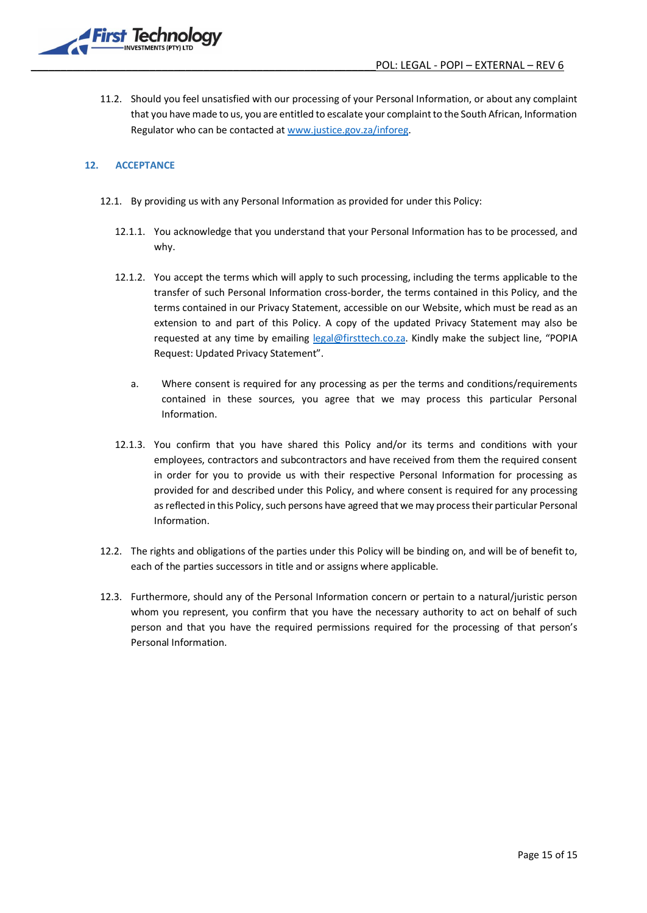11.2. Should you feel unsatisfied with our processing of your Personal Information, or about any complaint that you have made to us, you are entitled to escalate your complaint to the South African, Information Regulator who can be contacted at [www.justice.gov.za/inforeg](http://www.justice.gov.za/inforeg).

## 12. ACCEPTANCE

12.1. By providing us with any Personal Information as provided for under this Policy:

12.1.1. You acknowledge that you understand that your Personal Information has to be processed, and why.

12.1.2. You accept the terms which will apply to such processing, including the terms applicable to the transfer of such Personal Information cross-border, the terms contained in this Policy, and the terms contained in our Privacy Statement, accessible on our Website, which must be read as an extension to and part of this Policy. A copy of the updated Privacy Statement may also be requested at any time by emailing [legal@firsttech.co.za](mailto:legal@firsttech.co.za). Kindly make the subject line, "POPIA Request: Updated Privacy Statement".

a. Where consent is required for any processing as per the terms and conditions/requirements contained in these sources, you agree that we may process this particular Personal Information.

12.1.3. You confirm that you have shared this Policy and/or its terms and conditions with your employees, contractors and subcontractors and have received from them the required consent in order for you to provide us with their respective Personal Information for processing as provided for and described under this Policy, and where consent is required for any processing as reflected in this Policy, such persons have agreed that we may process their particular Personal Information.

12.2. The rights and obligations of the parties under this Policy will be binding on, and will be of benefit to, each of the parties successors in title and or assigns where applicable.

12.3. Furthermore, should any of the Personal Information concern or pertain to a natural/juristic person whom you represent, you confirm that you have the necessary authority to act on behalf of such person and that you have the required permissions required for the processing of that person's Personal Information.